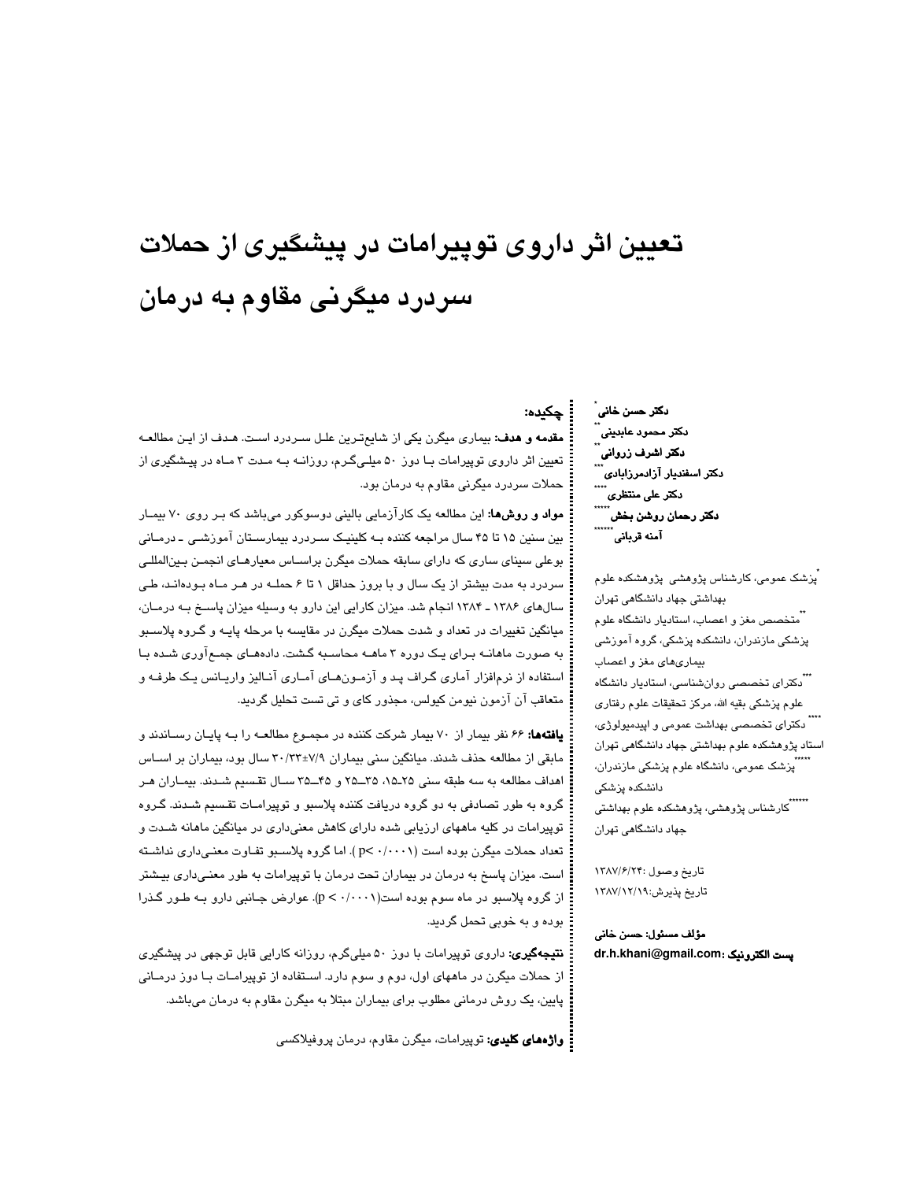# تعیین اثر داروی توپیرامات در پیشگیری از حملات سردرد میگرنی مقاوم به درمان

**دکتر حسن خانی** [*]
**دکتر محمود عابدینی** [**]
**دکتر اشرف زروانی** [**]
**دکتر اسفندیار آزادمرزابادی** [***]
**دکتر علی منتظری** [****]
**دکتر رحمان روشن بخش** [*****]
**آمنه قربانی** [******]

[*] پزشک عمومی، کارشناس پژوهشی پژوهشکده علوم بهداشتی جهاد دانشگاهی تهران

[**] متخصص مغز و اعصاب، استادیار دانشگاه علوم پزشکی مازندران، دانشکده پزشکی، گروه آموزشی بیماری‌های مغز و اعصاب

[***] دکترای تخصصی روان‌شناسی، استادیار دانشگاه علوم پزشکی بقیه الله، مرکز تحقیقات علوم رفتاری

[****] دکترای تخصصی بهداشت عمومی و اپیدمیولوژی، استاد پژوهشکده علوم بهداشتی جهاد دانشگاهی تهران

[*****] پزشک عمومی، دانشگاه علوم پزشکی مازندران، دانشکده پزشکی

[******] کارشناس پژوهشی، پژوهشکده علوم بهداشتی جهاد دانشگاهی تهران

تاریخ وصول :۱۳۸۷/۶/۲۴

تاریخ پذیرش:۱۳۸۷/۱۲/۱۹

**مؤلف مسئول: حسن خانی**

**پست الکترونیک :**dr.h.khani@gmail.com

## چکیده:

**مقدمه و هدف:** بیماری میگرن یکی از شایع‌ترین علل سردرد است. هدف از این مطالعه تعیین اثر داروی توپیرامات با دوز ۵۰ میلی‌گرم، روزانه به مدت ۳ ماه در پیشگیری از حملات سردرد میگرنی مقاوم به درمان بود.

**مواد و روش‌ها:** این مطالعه یک کارآزمایی بالینی دوسوکور می‌باشد که بر روی ۷۰ بیمار بین سنین ۱۵ تا ۴۵ سال مراجعه کننده به کلینیک سردرد بیمارستان آموزشی ـ درمانی بوعلی سینای ساری که دارای سابقه حملات میگرن براساس معیارهای انجمن بین‌المللی سردرد به مدت بیشتر از یک سال و با بروز حداقل ۱ تا ۶ حمله در هر ماه بوده‌اند، طی سال‌های ۱۳۸۶ ـ ۱۳۸۴ انجام شد. میزان کارایی این دارو به وسیله میزان پاسخ به درمان، میانگین تغییرات در تعداد و شدت حملات میگرن در مقایسه با مرحله پایه و گروه پلاسبو به صورت ماهانه برای یک دوره ۳ ماهه محاسبه گشت. داده‌های جمع‌آوری شده با استفاده از نرم‌افزار آماری گراف پد و آزمون‌های آماری آنالیز واریانس یک طرفه و متعاقب آن آزمون نیومن کیولس، مجذور کای و تی تست تحلیل گردید.

**یافته‌ها:** ۶۶ نفر بیمار از ۷۰ بیمار شرکت کننده در مجموع مطالعه را به پایان رساندند و مابقی از مطالعه حذف شدند. میانگین سنی بیماران ۷/۹±۳۰/۳۳ سال بود، بیماران بر اساس اهداف مطالعه به سه طبقه سنی ۲۵ـ۱۵، ۳۵ـ۲۵ و ۴۵ـ۳۵ سال تقسیم شدند. بیماران هر گروه به طور تصادفی به دو گروه دریافت کننده پلاسبو و توپیرامات تقسیم شدند. گروه توپیرامات در کلیه ماههای ارزیابی شده دارای کاهش معنی‌داری در میانگین ماهانه شدت و تعداد حملات میگرن بوده است ( p< ۰/۰۰۰۱). اما گروه پلاسبو تفاوت معنی‌داری نداشته است. میزان پاسخ به درمان در بیماران تحت درمان با توپیرامات به طور معنی‌داری بیشتر از گروه پلاسبو در ماه سوم بوده است(p < ۰/۰۰۰۱). عوارض جانبی دارو به طور گذرا بوده و به خوبی تحمل گردید.

**نتیجه‌گیری:** داروی توپیرامات با دوز ۵۰ میلی‌گرم، روزانه کارایی قابل توجهی در پیشگیری از حملات میگرن در ماههای اول، دوم و سوم دارد. استفاده از توپیرامات با دوز درمانی پایین، یک روش درمانی مطلوب برای بیماران مبتلا به میگرن مقاوم به درمان می‌باشد.

**واژه‌های کلیدی:** توپیرامات، میگرن مقاوم، درمان پروفیلاکسی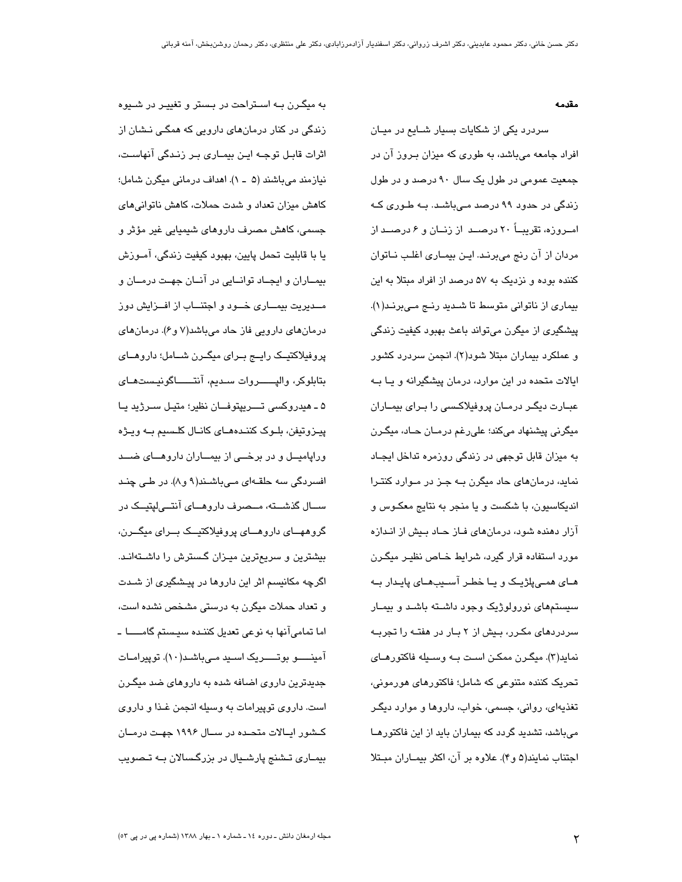## مقدمه

سردرد یکی از شکایات بسیار شایع در میان افراد جامعه می‌باشد، به طوری که میزان بروز آن در جمعیت عمومی در طول یک سال ۹۰ درصد و در طول زندگی در حدود ۹۹ درصد می‌باشد. به طوری که امروزه، تقریباً ۲۰ درصد از زنان و ۶ درصد از مردان از آن رنج می‌برند. این بیماری اغلب ناتوان کننده بوده و نزدیک به ۵۷ درصد از افراد مبتلا به این بیماری از ناتوانی متوسط تا شدید رنج می‌برند(۱). پیشگیری از میگرن می‌تواند باعث بهبود کیفیت زندگی و عملکرد بیماران مبتلا شود(۲). انجمن سردرد کشور ایالات متحده در این موارد، درمان پیشگیرانه و یا به عبارت دیگر درمان پروفیلاکسی را برای بیماران میگرنی پیشنهاد می‌کند؛ علی‌رغم درمان حاد، میگرن به میزان قابل توجهی در زندگی روزمره تداخل ایجاد نماید، درمان‌های حاد میگرن به جز در موارد کنترا اندیکاسیون، با شکست و یا منجر به نتایج معکوس و آزار دهنده شود، درمان‌های فاز حاد بیش از اندازه مورد استفاده قرار گیرد، شرایط خاص نظیر میگرن های همی‌پلژیک و یا خطر آسیب‌های پایدار به سیستم‌های نورولوژیک وجود داشته باشد و بیمار سردردهای مکرر، بیش از ۲ بار در هفته را تجربه نماید(۳). میگرن ممکن است به وسیله فاکتورهای تحریک کننده متنوعی که شامل؛ فاکتورهای هورمونی، تغذیه‌ای، روانی، جسمی، خواب، داروها و موارد دیگر می‌باشد، تشدید گردد که بیماران باید از این فاکتورها اجتناب نمایند(۵ و۴). علاوه بر آن، اکثر بیماران مبتلا به میگرن به استراحت در بستر و تغییر در شیوه زندگی در کنار درمان‌های دارویی که همگی نشان از اثرات قابل توجه این بیماری بر زندگی آنهاست، نیازمند می‌باشند (۵ ـ ۱). اهداف درمانی میگرن شامل؛ کاهش میزان تعداد و شدت حملات، کاهش ناتوانی‌های جسمی، کاهش مصرف داروهای شیمیایی غیر مؤثر و یا با قابلیت تحمل پایین، بهبود کیفیت زندگی، آموزش بیماران و ایجاد توانایی در آنان جهت درمان و مدیریت بیماری خود و اجتناب از افزایش دوز درمان‌های دارویی فاز حاد می‌باشد(۷ و۶). درمان‌های پروفیلاکتیک رایج برای میگرن شامل؛ داروهای بتابلوکر، والپروات سدیم، آنتاگونیست‌های ۵ ـ هیدروکسی تریپتوفان نظیر؛ متیل سرژید یا پیزوتیفن، بلوک کننده‌های کانال کلسیم به ویژه وراپامیل و در برخی از بیماران داروهای ضد افسردگی سه حلقه‌ای می‌باشند(۹ و۸). در طی چند سال گذشته، مصرف داروهای آنتی‌اپتیک در گروههای داروهای پروفیلاکتیک برای میگرن، بیشترین و سریع‌ترین میزان گسترش را داشته‌اند. اگرچه مکانیسم اثر این داروها در پیشگیری از شدت و تعداد حملات میگرن به درستی مشخص نشده است، اما تمامی‌آنها به نوعی تعدیل کننده سیستم گاما ـ آمینو بوتریک اسید می‌باشد(۱۰). توپیرامات جدیدترین داروی اضافه شده به داروهای ضد میگرن است. داروی توپیرامات به وسیله انجمن غذا و داروی کشور ایالات متحده در سال ۱۹۹۶ جهت درمان بیماری تشنج پارشیال در بزرگسالان به تصویب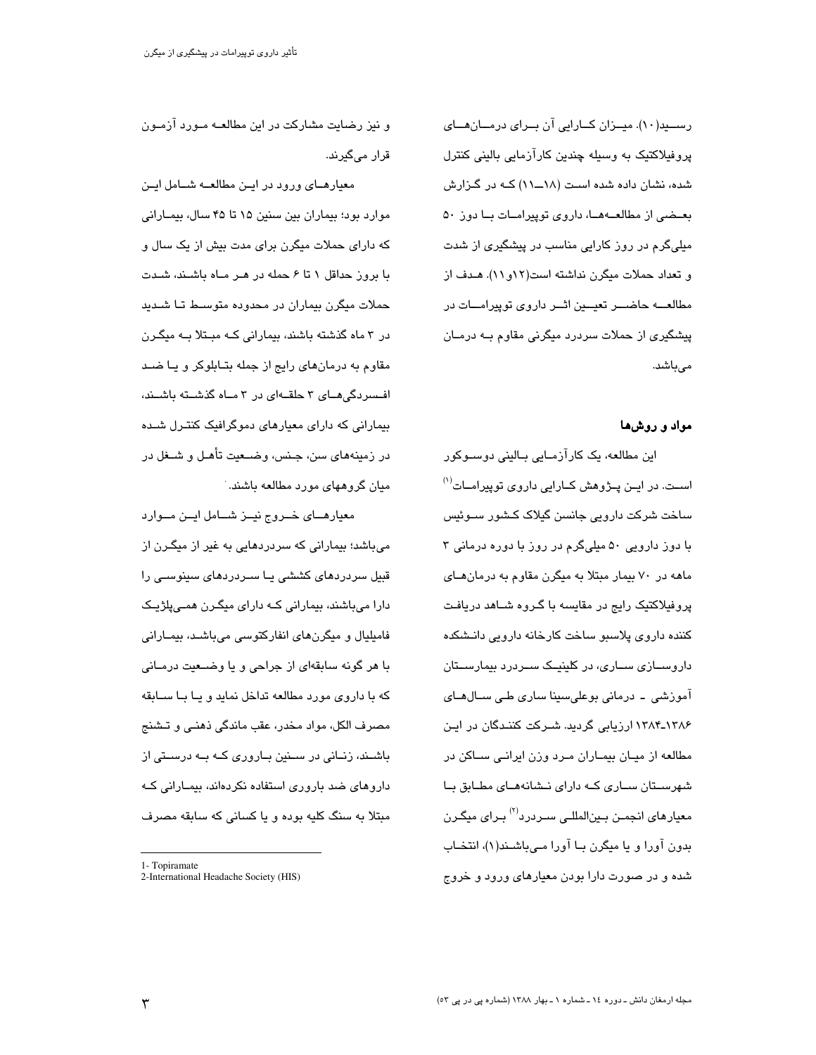رسید(۱۰). میزان کارایی آن برای درمان‌های پروفیلاکتیک به وسیله چندین کارآزمایی بالینی کنترل شده، نشان داده شده است (۱۸ــ۱۱) که در گزارش بعضی از مطالعه‌ها، داروی توپیرامات با دوز ۵۰ میلی‌گرم در روز کارایی مناسب در پیشگیری از شدت و تعداد حملات میگرن نداشته است(۱۲و۱۱). هدف از مطالعه حاضر تعیین اثر داروی توپیرامات در پیشگیری از حملات سردرد میگرنی مقاوم به درمان می‌باشد.

## مواد و روش‌ها

این مطالعه، یک کارآزمایی بالینی دوسوکور است. در این پژوهش کارایی داروی توپیرامات[1] ساخت شرکت دارویی جانسن گیلاک کشور سوئیس با دوز دارویی ۵۰ میلی‌گرم در روز با دوره درمانی ۳ ماهه در ۷۰ بیمار مبتلا به میگرن مقاوم به درمان‌های پروفیلاکتیک رایج در مقایسه با گروه شاهد دریافت کننده داروی پلاسبو ساخت کارخانه دارویی دانشکده داروسازی ساری، در کلینیک سردرد بیمارستان آموزشی ـ درمانی بوعلی‌سینا ساری طی سال‌های ۱۳۸۶ـ۱۳۸۴ ارزیابی گردید. شرکت کنندگان در این مطالعه از میان بیماران مرد وزن ایرانی ساکن در شهرستان ساری که دارای نشانه‌های مطابق با معیارهای انجمن بین‌المللی سردرد[2] برای میگرن بدون آورا و یا میگرن با آورا می‌باشند(۱)، انتخاب شده و در صورت دارا بودن معیارهای ورود و خروج و نیز رضایت مشارکت در این مطالعه مورد آزمون قرار می‌گیرند.

معیارهای ورود در این مطالعه شامل این موارد بود؛ بیماران بین سنین ۱۵ تا ۴۵ سال، بیمارانی که دارای حملات میگرن برای مدت بیش از یک سال و با بروز حداقل ۱ تا ۶ حمله در هر ماه باشند، شدت حملات میگرن بیماران در محدوده متوسط تا شدید در ۳ ماه گذشته باشند، بیمارانی که مبتلا به میگرن مقاوم به درمان‌های رایج از جمله بتابلوکر و یا ضد افسردگی‌های ۳ حلقه‌ای در ۳ ماه گذشته باشند، بیمارانی که دارای معیارهای دموگرافیک کنترل شده در زمینه‌های سن، جنس، وضعیت تأهل و شغل در میان گروههای مورد مطالعه باشند.

معیارهای خروج نیز شامل این موارد می‌باشد؛ بیمارانی که سردردهایی به غیر از میگرن از قبیل سردردهای کششی یا سردردهای سینوسی را دارا می‌باشند، بیمارانی که دارای میگرن همی‌پلژیک فامیلیال و میگرن‌های انفارکتوسی می‌باشد، بیمارانی با هر گونه سابقه‌ای از جراحی و یا وضعیت درمانی که با داروی مورد مطالعه تداخل نماید و یا با سابقه مصرف الکل، مواد مخدر، عقب ماندگی ذهنی و تشنج باشند، زنانی در سنین باروری که به درستی از داروهای ضد باروری استفاده نکرده‌اند، بیمارانی که مبتلا به سنگ کلیه بوده و یا کسانی که سابقه مصرف

---

1- Topiramate
2-International Headache Society (HIS)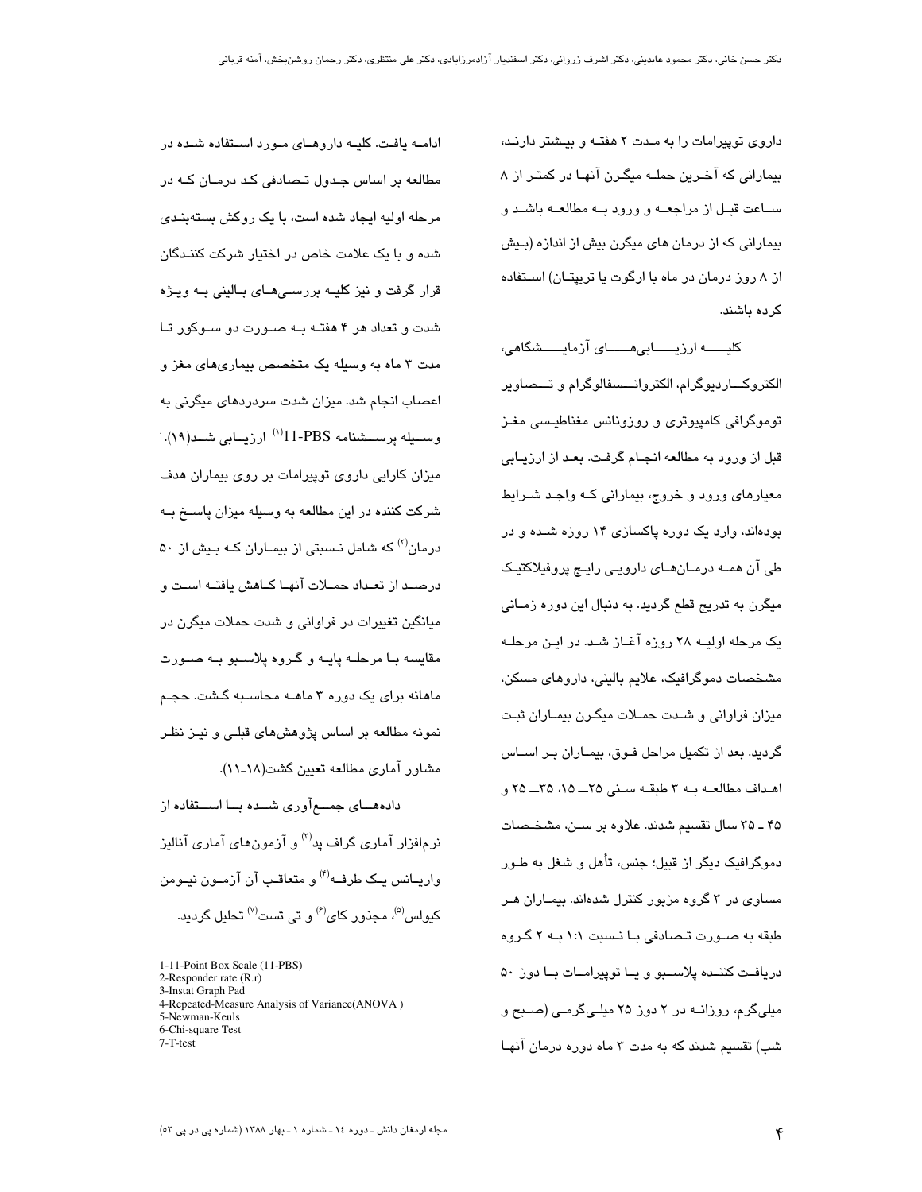داروی توپیرامات را به مدت ۲ هفته و بیشتر دارند، بیمارانی که آخرین حمله میگرن آنها در کمتر از ۸ ساعت قبل از مراجعه و ورود به مطالعه باشد و بیمارانی که از درمان های میگرن بیش از اندازه (بیش از ۸ روز درمان در ماه با ارگوت یا تریپتان) استفاده کرده باشند.

کلیه ارزیابی‌های آزمایشگاهی، الکتروکاردیوگرام، الکتروانسفالوگرام و تصاویر توموگرافی کامپیوتری و روزونانس مغناطیسی مغز قبل از ورود به مطالعه انجام گرفت. بعد از ارزیابی معیارهای ورود و خروج، بیمارانی که واجد شرایط بوده‌اند، وارد یک دوره پاکسازی ۱۴ روزه شده و در طی آن همه درمان‌های دارویی رایج پروفیلاکتیک میگرن به تدریج قطع گردید. به دنبال این دوره زمانی یک مرحله اولیه ۲۸ روزه آغاز شد. در این مرحله مشخصات دموگرافیک، علایم بالینی، داروهای مسکن، میزان فراوانی و شدت حملات میگرن بیماران ثبت گردید. بعد از تکمیل مراحل فوق، بیماران بر اساس اهداف مطالعه به ۳ طبقه سنی ۲۵ـ ۱۵، ۳۵ـ ۲۵ و ۴۵ ـ ۳۵ سال تقسیم شدند. علاوه بر سن، مشخصات دموگرافیک دیگر از قبیل؛ جنس، تأهل و شغل به طور مساوی در ۳ گروه مزبور کنترل شده‌اند. بیماران هر طبقه به صورت تصادفی با نسبت ۱:۱ به ۲ گروه دریافت کننده پلاسبو و یا توپیرامات با دوز ۵۰ میلی‌گرم، روزانه در ۲ دوز ۲۵ میلی‌گرمی (صبح و شب) تقسیم شدند که به مدت ۳ ماه دوره درمان آنها ادامه یافت. کلیه داروهای مورد استفاده شده در مطالعه بر اساس جدول تصادفی کد درمان که در مرحله اولیه ایجاد شده است، با یک روکش بسته‌بندی شده و با یک علامت خاص در اختیار شرکت کنندگان قرار گرفت و نیز کلیه بررسی‌های بالینی به ویژه شدت و تعداد هر ۴ هفته به صورت دو سوکور تا مدت ۳ ماه به وسیله یک متخصص بیماری‌های مغز و اعصاب انجام شد. میزان شدت سردردهای میگرنی به وسیله پرسشنامه 11-PBS[1] ارزیابی شد(۱۹). میزان کارایی داروی توپیرامات بر روی بیماران هدف شرکت کننده در این مطالعه به وسیله میزان پاسخ به درمان[2] که شامل نسبتی از بیماران که بیش از ۵۰ درصد از تعداد حملات آنها کاهش یافته است و میانگین تغییرات در فراوانی و شدت حملات میگرن در مقایسه با مرحله پایه و گروه پلاسبو به صورت ماهانه برای یک دوره ۳ ماهه محاسبه گشت. حجم نمونه مطالعه بر اساس پژوهش‌های قبلی و نیز نظر مشاور آماری مطالعه تعیین گشت(۱۸-۱۱).

داده‌های جمع‌آوری شده با استفاده از نرم‌افزار آماری گراف پد[3] و آزمون‌های آماری آنالیز واریانس یک طرفه[4] و متعاقب آن آزمون نیومن کیولس[5]، مجذور کای[6] و تی تست[7] تحلیل گردید.

---

1-11-Point Box Scale (11-PBS)
2-Responder rate (R.r)
3-Instat Graph Pad
4-Repeated-Measure Analysis of Variance(ANOVA )
5-Newman-Keuls
6-Chi-square Test
7-T-test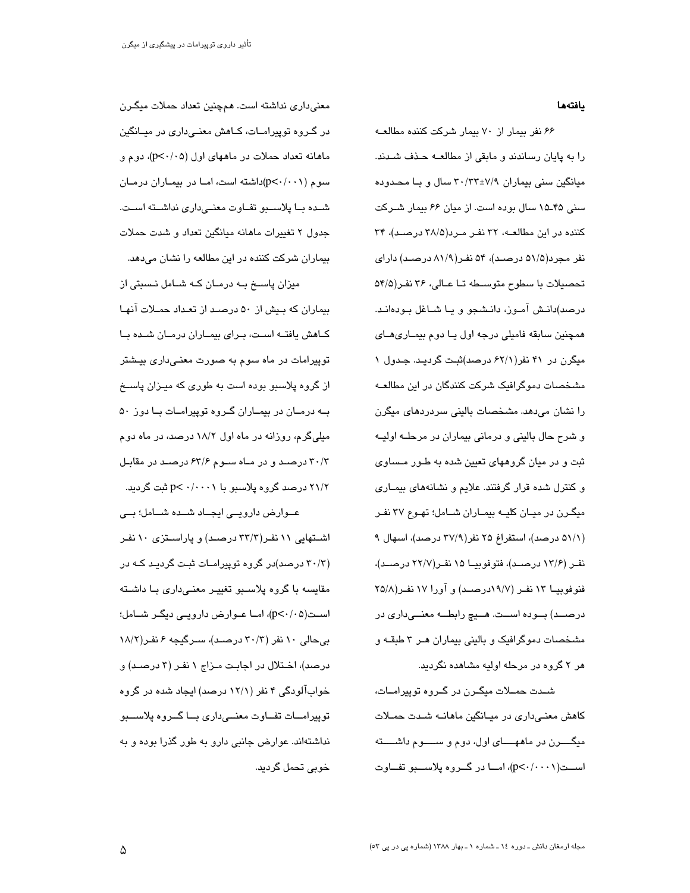**یافته‌ها**

۶۶ نفر بیمار از ۷۰ بیمار شرکت کننده مطالعه را به پایان رساندند و مابقی از مطالعه حذف شدند. میانگین سنی بیماران ۷/۹±۳۰/۳۳ سال و با محدوده سنی ۴۵-۱۵ سال بوده است. از میان ۶۶ بیمار شرکت کننده در این مطالعه، ۳۲ نفر مرد(۳۸/۵ درصد)، ۳۴ نفر مجرد(۵۱/۵ درصد)، ۵۴ نفر(۸۱/۹ درصد) دارای تحصیلات با سطوح متوسطه تا عالی، ۳۶ نفر(۵۴/۵ درصد)دانش آموز، دانشجو و یا شاغل بوده‌اند. همچنین سابقه فامیلی درجه اول یا دوم بیماری‌های میگرن در ۴۱ نفر(۶۲/۱ درصد)ثبت گردید. جدول ۱ مشخصات دموگرافیک شرکت کنندگان در این مطالعه را نشان می‌دهد. مشخصات بالینی سردردهای میگرن و شرح حال بالینی و درمانی بیماران در مرحله اولیه ثبت و در میان گروههای تعیین شده به طور مساوی و کنترل شده قرار گرفتند. علایم و نشانه‌های بیماری میگرن در میان کلیه بیماران شامل؛ تهوع ۳۷ نفر (۵۱/۱ درصد)، استفراغ ۲۵ نفر(۳۷/۹ درصد)، اسهال ۹ نفر (۱۳/۶ درصد)، فتوفوبیا ۱۵ نفر(۲۲/۷ درصد)، فنوفوبیا ۱۳ نفر (۱۹/۷درصد) و آورا ۱۷ نفر(۲۵/۸ درصد) بوده است. هیچ رابطه معنی‌داری در مشخصات دموگرافیک و بالینی بیماران هر ۳ طبقه و هر ۲ گروه در مرحله اولیه مشاهده نگردید.

شدت حملات میگرن در گروه توپیرامات، کاهش معنی‌داری در میانگین ماهانه شدت حملات میگرن در ماههای اول، دوم و سوم داشته است($p<0/001$)، اما در گروه پلاسبو تفاوت معنی‌داری نداشته است. همچنین تعداد حملات میگرن در گروه توپیرامات، کاهش معنی‌داری در میانگین ماهانه تعداد حملات در ماههای اول ($p<0/05$)، دوم و سوم ($p<0/001$)داشته است، اما در بیماران درمان شده با پلاسبو تفاوت معنی‌داری نداشته است. جدول ۲ تغییرات ماهانه میانگین تعداد و شدت حملات بیماران شرکت کننده در این مطالعه را نشان می‌دهد.

میزان پاسخ به درمان که شامل نسبتی از بیماران که بیش از ۵۰ درصد از تعداد حملات آنها کاهش یافته است، برای بیماران درمان شده با توپیرامات در ماه سوم به صورت معنی‌داری بیشتر از گروه پلاسبو بوده است به طوری که میزان پاسخ به درمان در بیماران گروه توپیرامات با دوز ۵۰ میلی‌گرم، روزانه در ماه اول ۱۸/۲ درصد، در ماه دوم ۳۰/۳ درصد و در ماه سوم ۶۳/۶ درصد در مقابل ۲۱/۲ درصد گروه پلاسبو با $p< 0/0001$ ثبت گردید.

عوارض دارویی ایجاد شده شامل؛ بی اشتهایی ۱۱ نفر(۳۳/۳ درصد) و پاراستزی ۱۰ نفر (۳۰/۳ درصد)در گروه توپیرامات ثبت گردید که در مقایسه با گروه پلاسبو تغییر معنی‌داری با داشته است($p<0/05$)، اما عوارض دارویی دیگر شامل؛ بی‌حالی ۱۰ نفر (۳۰/۳ درصد)، سرگیجه ۶ نفر(۱۸/۲ درصد)، اختلال در اجابت مزاج ۱ نفر (۳ درصد) و خواب‌آلودگی ۴ نفر (۱۲/۱ درصد) ایجاد شده در گروه توپیرامات تفاوت معنی‌داری با گروه پلاسبو نداشته‌اند. عوارض جانبی دارو به طور گذرا بوده و به خوبی تحمل گردید.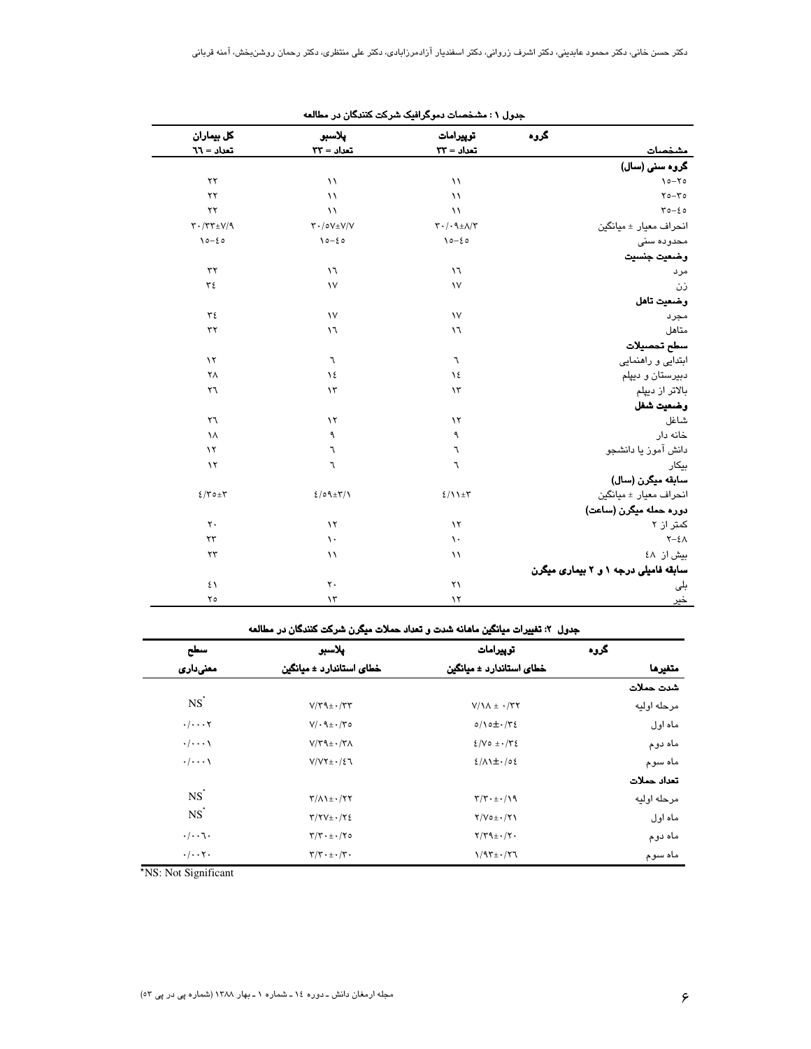جدول ۱ : مشخصات دموگرافیک شرکت کنندگان در مطالعه

| مشخصات / گروه | توپیرامات تعداد = ۳۳ | پلاسبو تعداد = ۳۳ | کل بیماران تعداد = ٦٦ |
|---|---|---|---|
| **گروه سنی (سال)** | | | |
| ۱۵-۲۵ | ۱۱ | ۱۱ | ۲۲ |
| ۲۵-۳۵ | ۱۱ | ۱۱ | ۲۲ |
| ۳۵-٤۵ | ۱۱ | ۱۱ | ۲۲ |
| انحراف معیار ± میانگین | ۳۰/۰۹±۸/۳ | ۳۰/۵۷±۷/۷ | ۳۰/۳۳±۷/۹ |
| محدوده سنی | ۱۵-٤۵ | ۱۵-٤۵ | ۱۵-٤۵ |
| **وضعیت جنسیت** | | | |
| مرد | ۱٦ | ۱٦ | ۳۲ |
| زن | ۱۷ | ۱۷ | ۳٤ |
| **وضعیت تاهل** | | | |
| مجرد | ۱۷ | ۱۷ | ۳٤ |
| متاهل | ۱٦ | ۱٦ | ۳۲ |
| **سطح تحصیلات** | | | |
| ابتدایی و راهنمایی | ٦ | ٦ | ۱۲ |
| دبیرستان و دیپلم | ۱٤ | ۱٤ | ۲۸ |
| بالاتر از دیپلم | ۱۳ | ۱۳ | ۲٦ |
| **وضعیت شغل** | | | |
| شاغل | ۱۲ | ۱۲ | ۲٦ |
| خانه دار | ۹ | ۹ | ۱۸ |
| دانش آموز یا دانشجو | ٦ | ٦ | ۱۲ |
| بیکار | ٦ | ٦ | ۱۲ |
| **سابقه میگرن (سال)** | | | |
| انحراف معیار ± میانگین | ٤/۱۱±۳ | ٤/۵۹±۳/۱ | ٤/۳۵±۳ |
| **دوره حمله میگرن (ساعت)** | | | |
| کمتر از ۲ | ۱۲ | ۱۲ | ۲۰ |
| ۲-٤۸ | ۱۰ | ۱۰ | ۲۳ |
| بیش از ٤۸ | ۱۱ | ۱۱ | ۲۳ |
| **سابقه فامیلی درجه ۱ و ۲ بیماری میگرن** | | | |
| بلی | ۲۱ | ۲۰ | ٤۱ |
| خیر | ۱۲ | ۱۳ | ۲۵ |

جدول ۲: تغییرات میانگین ماهانه شدت و تعداد حملات میگرن شرکت کنندگان در مطالعه

| متغیرها / گروه | توپیرامات خطای استاندارد ± میانگین | پلاسبو خطای استاندارد ± میانگین | سطح معنی‌داری |
|---|---|---|---|
| **شدت حملات** | | | |
| مرحله اولیه | ۷/۱۸ ± ۰/۳۲ | ۷/۳۹±۰/۳۳ | NS* |
| ماه اول | ۵/۱۵±۰/۳٤ | ۷/۰۹±۰/۳۵ | ۰/۰۰۰۲ |
| ماه دوم | ٤/۷۵ ±۰/۳٤ | ۷/۳۹±۰/۳۸ | ۰/۰۰۰۱ |
| ماه سوم | ٤/۸۱±۰/۵٤ | ۷/۷۲±۰/٤٦ | ۰/۰۰۰۱ |
| **تعداد حملات** | | | |
| مرحله اولیه | ۳/۳۰±۰/۱۹ | ۳/۸۱±۰/۲۲ | NS* |
| ماه اول | ۲/۷۵±۰/۲۱ | ۳/۲۷±۰/۲٤ | NS* |
| ماه دوم | ۲/۳۹±۰/۲۰ | ۳/۳۰±۰/۲۵ | ۰/۰۰٦۰ |
| ماه سوم | ۱/۹۳±۰/۲٦ | ۳/۳۰±۰/۳۰ | ۰/۰۰۲۰ |

*NS: Not Significant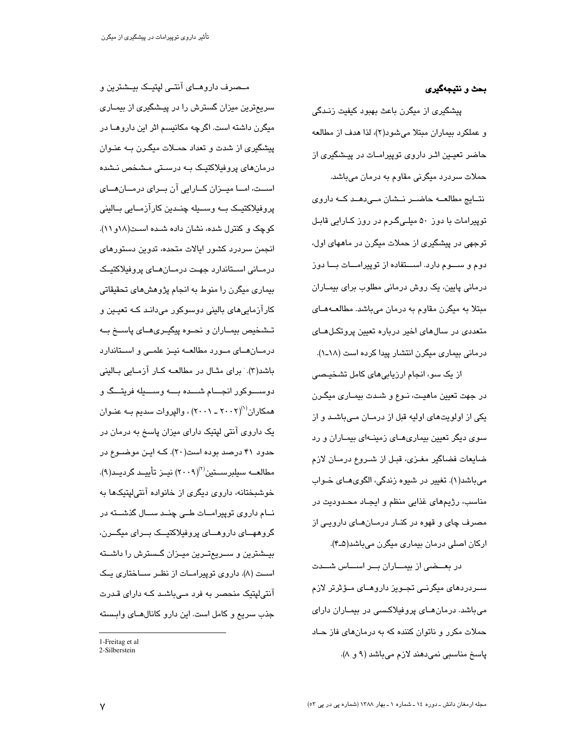## بحث و نتیجه‌گیری

پیشگیری از میگرن باعث بهبود کیفیت زندگی و عملکرد بیماران مبتلا می‌شود(۲)، لذا هدف از مطالعه حاضر تعیین اثر داروی توپیرامات در پیشگیری از حملات سردرد میگرنی مقاوم به درمان می‌باشد.

نتایج مطالعه حاضر نشان می‌دهد که داروی توپیرامات با دوز ۵۰ میلی‌گرم در روز کارایی قابل توجهی در پیشگیری از حملات میگرن در ماههای اول، دوم و سوم دارد. استفاده از توپیرامات با دوز درمانی پایین، یک روش درمانی مطلوب برای بیماران مبتلا به میگرن مقاوم به درمان می‌باشد. مطالعه‌های متعددی در سال‌های اخیر درباره تعیین پروتکل‌های درمانی بیماری میگرن انتشار پیدا کرده است (۱۸-۱).

از یک سو، انجام ارزیابی‌های کامل تشخیصی در جهت تعیین ماهیت، نوع و شدت بیماری میگرن یکی از اولویت‌های اولیه قبل از درمان می‌باشد و از سوی دیگر تعیین بیماری‌های زمینه‌ای بیماران و رد ضایعات فضاگیر مغزی، قبل از شروع درمان لازم می‌باشد(۱). تغییر در شیوه زندگی، الگوهای خواب مناسب، رژیم‌های غذایی منظم و ایجاد محدودیت در مصرف چای و قهوه در کنار درمان‌های دارویی از ارکان اصلی درمان بیماری میگرن می‌باشد(۵-۴).

در بعضی از بیماران بر اساس شدت سردردهای میگرنی تجویز داروهای مؤثرتر لازم می‌باشد. درمان‌های پروفیلاکسی در بیماران دارای حملات مکرر و ناتوان کننده که به درمان‌های فاز حاد پاسخ مناسبی نمی‌دهند لازم می‌باشد (۹ و ۸).

مصرف داروهای آنتی لپتیک بیشترین و سریع‌ترین میزان گسترش را در پیشگیری از بیماری میگرن داشته است. اگرچه مکانیسم اثر این داروها در پیشگیری از شدت و تعداد حملات میگرن به عنوان درمان‌های پروفیلاکتیک به درستی مشخص نشده است، اما میزان کارایی آن برای درمان‌های پروفیلاکتیک به وسیله چندین کارآزمایی بالینی کوچک و کنترل شده، نشان داده شده است(۱۸و۱۱). انجمن سردرد کشور ایالات متحده، تدوین دستورهای درمانی استاندارد جهت درمان‌های پروفیلاکتیک بیماری میگرن را منوط به انجام پژوهش‌های تحقیقاتی کارآزمایی‌های بالینی دوسوکور می‌داند که تعیین و تشخیص بیماران و نحوه پیگیری‌های پاسخ به درمان‌های مورد مطالعه نیز علمی و استاندارد باشد(۳). برای مثال در مطالعه کار آزمایی بالینی دوسوکور انجام شده به وسیله فریتگ و همکاران[1](۲۰۰۲ - ۲۰۰۱) ، والپروات سدیم به عنوان یک داروی آنتی لپتیک دارای میزان پاسخ به درمان در حدود ۴۱ درصد بوده است(۲۰). که این موضوع در مطالعه سیلبرستین[2](۲۰۰۹) نیز تأیید گردید(۹). خوشبختانه، داروی دیگری از خانواده آنتی‌لپتیک‌ها به نام داروی توپیرامات طی چند سال گذشته در گروههای داروهای پروفیلاکتیک برای میگرن، بیشترین و سریع‌ترین میزان گسترش را داشته است (۸). داروی توپیرامات از نظر ساختاری یک آنتی‌لپتیک منحصر به فرد می‌باشد که دارای قدرت جذب سریع و کامل است. این دارو کانال‌های وابسته

1-Freitag et al
2-Silberstein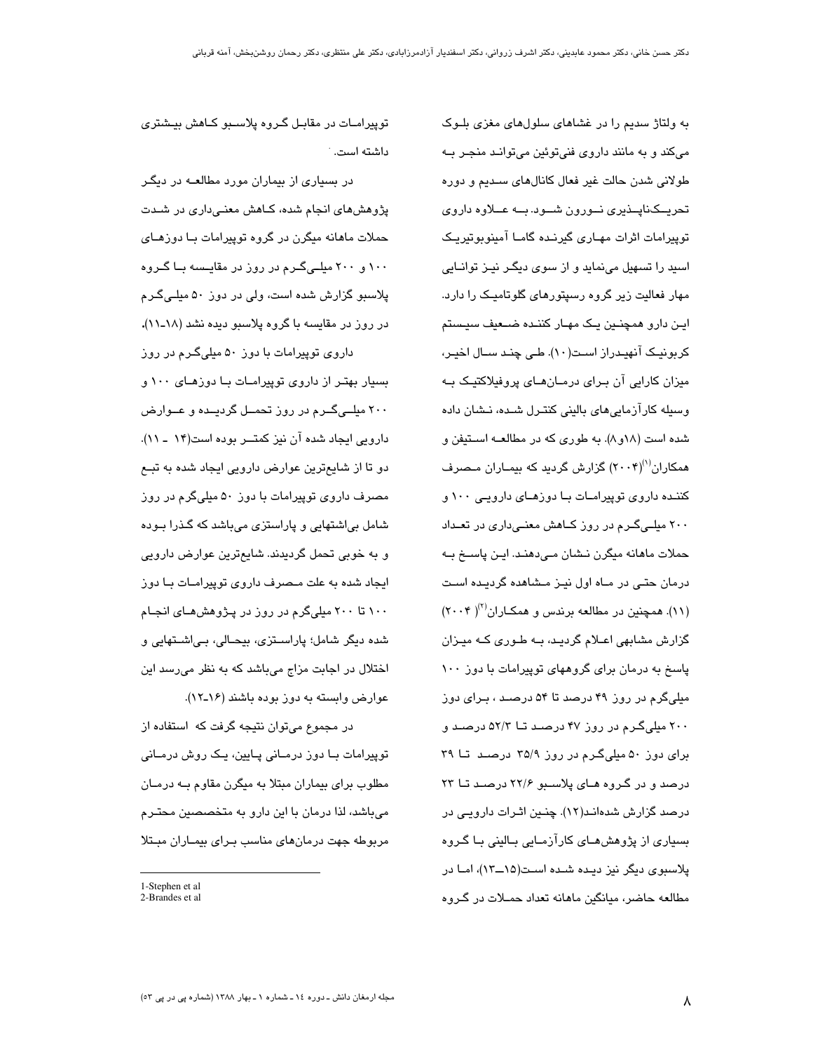به ولتاژ سدیم را در غشاهای سلول‌های مغزی بلـوک می‌کند و به مانند داروی فنی‌توئین می‌توانـد منجـر بـه طولانی شدن حالت غیر فعال کانال‌های سـدیم و دوره تحریـک‌ناپـذیری نـورون شـود. بـه عـلاوه داروی توپیرامات اثرات مهـاری گیرنـده گامـا آمینوبوتیریـک اسید را تسهیل می‌نماید و از سوی دیگـر نیـز توانـایی مهار فعالیت زیر گروه رسپتورهای گلوتامیـک را دارد. ایـن دارو همچنـین یـک مهـار کننـده ضـعیف سیـستم کربونیـک آنهیـدراز اسـت(۱۰). طـی چنـد سـال اخیـر، میزان کارایی آن بـرای درمـان‌هـای پروفیلاکتیـک بـه وسیله کارآزمایی‌های بالینی کنتـرل شـده، نـشان داده شده است (۱۸و۸). به طوری که در مطالعـه اسـتیفن و همکاران[1](۲۰۰۴) گزارش گردید که بیمـاران مـصرف کننـده داروی توپیرامـات بـا دوزهـای دارویـی ۱۰۰ و ۲۰۰ میلـی‌گـرم در روز کـاهش معنـی‌داری در تعـداد حملات ماهانه میگرن نـشان مـی‌دهنـد. ایـن پاسـخ بـه درمان حتـی در مـاه اول نیـز مـشاهده گردیـده اسـت (۱۱). همچنین در مطالعه برندس و همکـاران[2]( ۲۰۰۴) گزارش مشابهی اعـلام گردیـد، بـه طـوری کـه میـزان پاسخ به درمان برای گروههای توپیرامات با دوز ۱۰۰ میلی‌گرم در روز ۴۹ درصد تا ۵۴ درصـد ، بـرای دوز ۲۰۰ میلی‌گـرم در روز ۴۷ درصـد تـا ۵۲/۳ درصـد و برای دوز ۵۰ میلی‌گـرم در روز ۳۵/۹ درصـد تـا ۳۹ درصد و در گـروه هـای پلاسـبو ۲۲/۶ درصـد تـا ۲۳ درصد گزارش شده‌انـد(۱۲). چنـین اثـرات دارویـی در بسیاری از پژوهش‌هـای کارآزمـایی بـالینی بـا گـروه پلاسبوی دیگر نیز دیـده شـده اسـت(۱۵ـ۱۳)، امـا در مطالعه حاضر، میانگین ماهانه تعداد حمـلات در گـروه توپیرامـات در مقابـل گـروه پلاسـبو کـاهش بیـشتری داشته است.

در بسیاری از بیماران مورد مطالعـه در دیگـر پژوهش‌های انجام شده، کـاهش معنـی‌داری در شـدت حملات ماهانه میگرن در گروه توپیرامات بـا دوزهـای ۱۰۰ و ۲۰۰ میلـی‌گـرم در روز در مقایـسه بـا گـروه پلاسبو گزارش شده است، ولی در دوز ۵۰ میلـی‌گـرم در روز در مقایسه با گروه پلاسبو دیده نشد (۱۸ـ۱۱).

داروی توپیرامات با دوز ۵۰ میلی‌گـرم در روز بسیار بهتـر از داروی توپیرامـات بـا دوزهـای ۱۰۰ و ۲۰۰ میلـی‌گـرم در روز تحمـل گردیـده و عـوارض دارویی ایجاد شده آن نیز کمتـر بوده است(۱۴ ـ ۱۱). دو تا از شایع‌ترین عوارض دارویی ایجاد شده به تبـع مصرف داروی توپیرامات با دوز ۵۰ میلی‌گرم در روز شامل بی‌اشتهایی و پاراستزی می‌باشد که گـذرا بـوده و به خوبی تحمل گردیدند. شایع‌ترین عوارض دارویی ایجاد شده به علت مـصرف داروی توپیرامـات بـا دوز ۱۰۰ تا ۲۰۰ میلی‌گرم در روز در پـژوهش‌هـای انجـام شده دیگر شامل؛ پاراسـتزی، بیحـالی، بـی‌اشـتهایی و اختلال در اجابت مزاج می‌باشد که به نظر می‌رسد این عوارض وابسته به دوز بوده باشند (۱۶ـ۱۲).

در مجموع می‌توان نتیجه گرفت که استفاده از توپیرامات بـا دوز درمـانی پـایین، یـک روش درمـانی مطلوب برای بیماران مبتلا به میگرن مقاوم بـه درمـان می‌باشد، لذا درمان با این دارو به متخصصین محتـرم مربوطه جهت درمان‌های مناسب بـرای بیمـاران مبـتلا

1-Stephen et al
2-Brandes et al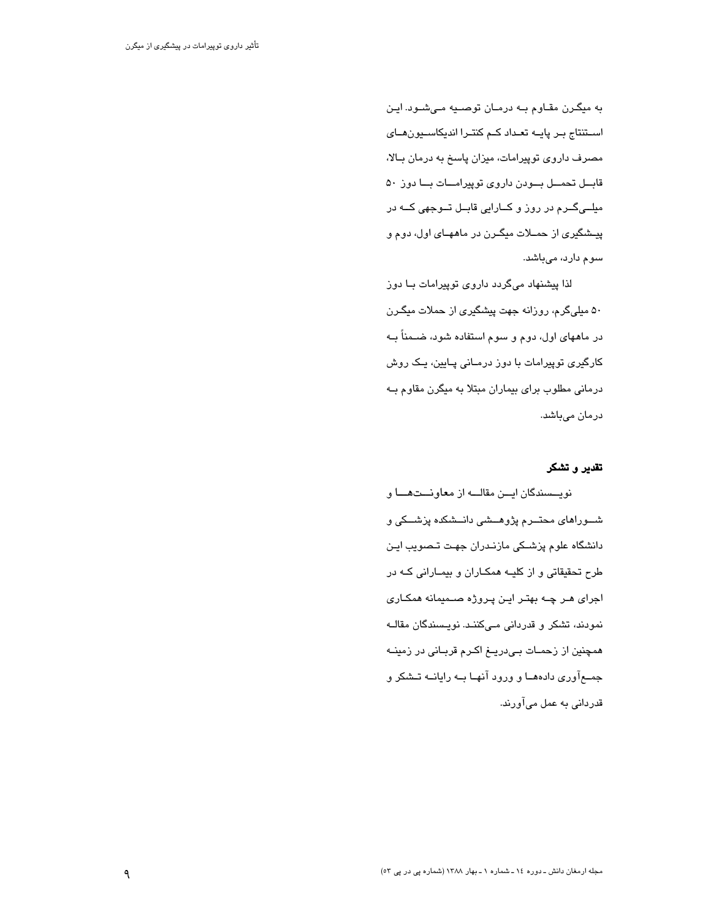به میگرن مقاوم به درمان توصیه می‌شود. این استنتاج بر پایه تعداد کم کنترا اندیکاسیون‌های مصرف داروی توپیرامات، میزان پاسخ به درمان بالا، قابل تحمل بودن داروی توپیرامات با دوز ۵۰ میلی‌گرم در روز و کارایی قابل توجهی که در پیشگیری از حملات میگرن در ماههای اول، دوم و سوم دارد، می‌باشد.

لذا پیشنهاد می‌گردد داروی توپیرامات با دوز ۵۰ میلی‌گرم، روزانه جهت پیشگیری از حملات میگرن در ماههای اول، دوم و سوم استفاده شود، ضمناً به کارگیری توپیرامات با دوز درمانی پایین، یک روش درمانی مطلوب برای بیماران مبتلا به میگرن مقاوم به درمان می‌باشد.

**تقدیر و تشکر**

نویسندگان این مقاله از معاونت‌ها و شوراهای محترم پژوهشی دانشکده پزشکی و دانشگاه علوم پزشکی مازندران جهت تصویب این طرح تحقیقاتی و از کلیه همکاران و بیمارانی که در اجرای هر چه بهتر این پروژه صمیمانه همکاری نمودند، تشکر و قدردانی می‌کنند. نویسندگان مقاله همچنین از زحمات بی‌دریغ اکرم قربانی در زمینه جمع‌آوری داده‌ها و ورود آنها به رایانه تشکر و قدردانی به عمل می‌آورند.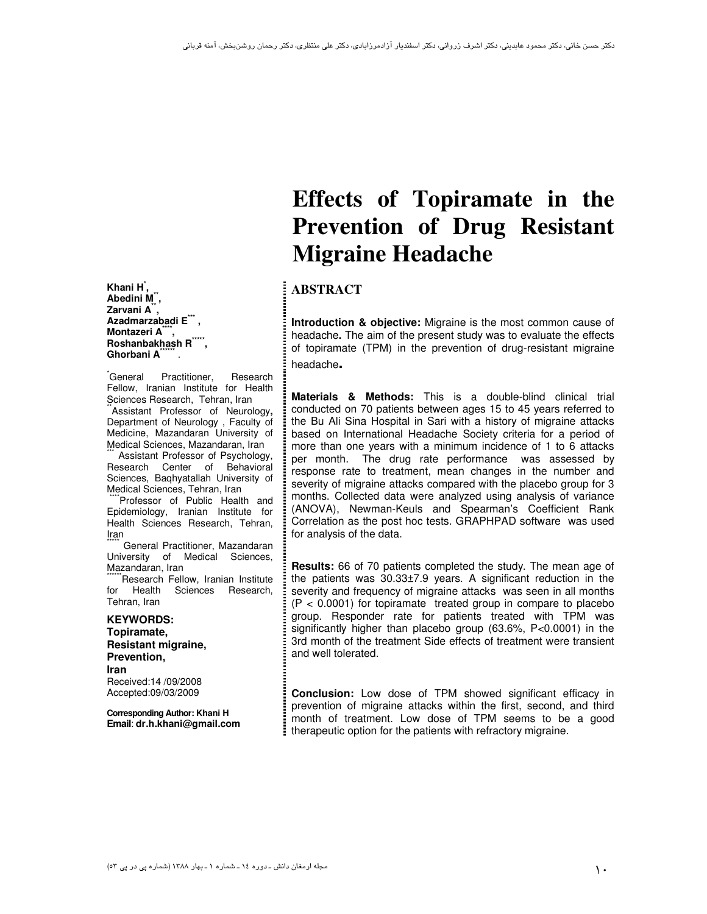# Effects of Topiramate in the Prevention of Drug Resistant Migraine Headache

**Khani H**[*]**,**
**Abedini M**[**]**,**
**Zarvani A**[**]**,**
**Azadmarzabadi E**[***]**,**
**Montazeri A**[****]**,**
**Roshanbakhash R**[*****]**,**
**Ghorbani A**[******].

[*] General Practitioner, Research Fellow, Iranian Institute for Health Sciences Research, Tehran, Iran

[**] Assistant Professor of Neurology, Department of Neurology , Faculty of Medicine, Mazandaran University of Medical Sciences, Mazandaran, Iran

[***] Assistant Professor of Psychology, Research Center of Behavioral Sciences, Baqhyatallah University of Medical Sciences, Tehran, Iran

[****] Professor of Public Health and Epidemiology, Iranian Institute for Health Sciences Research, Tehran, Iran

[*****] General Practitioner, Mazandaran University of Medical Sciences, Mazandaran, Iran

[******] Research Fellow, Iranian Institute for Health Sciences Research, Tehran, Iran

**KEYWORDS:**
**Topiramate,**
**Resistant migraine,**
**Prevention,**
**Iran**

Received:14 /09/2008
Accepted:09/03/2009

**Corresponding Author: Khani H**
**Email**: **dr.h.khani@gmail.com**

## ABSTRACT

**Introduction & objective:** Migraine is the most common cause of headache**.** The aim of the present study was to evaluate the effects of topiramate (TPM) in the prevention of drug-resistant migraine headache**.**

**Materials & Methods:** This is a double-blind clinical trial conducted on 70 patients between ages 15 to 45 years referred to the Bu Ali Sina Hospital in Sari with a history of migraine attacks based on International Headache Society criteria for a period of more than one years with a minimum incidence of 1 to 6 attacks per month. The drug rate performance was assessed by response rate to treatment, mean changes in the number and severity of migraine attacks compared with the placebo group for 3 months. Collected data were analyzed using analysis of variance (ANOVA), Newman-Keuls and Spearman's Coefficient Rank Correlation as the post hoc tests. GRAPHPAD software was used for analysis of the data.

**Results:** 66 of 70 patients completed the study. The mean age of the patients was 30.33±7.9 years. A significant reduction in the severity and frequency of migraine attacks was seen in all months ($P < 0.0001$) for topiramate treated group in compare to placebo group. Responder rate for patients treated with TPM was significantly higher than placebo group (63.6%, $P<0.0001$) in the 3rd month of the treatment Side effects of treatment were transient and well tolerated.

**Conclusion:** Low dose of TPM showed significant efficacy in prevention of migraine attacks within the first, second, and third month of treatment. Low dose of TPM seems to be a good therapeutic option for the patients with refractory migraine.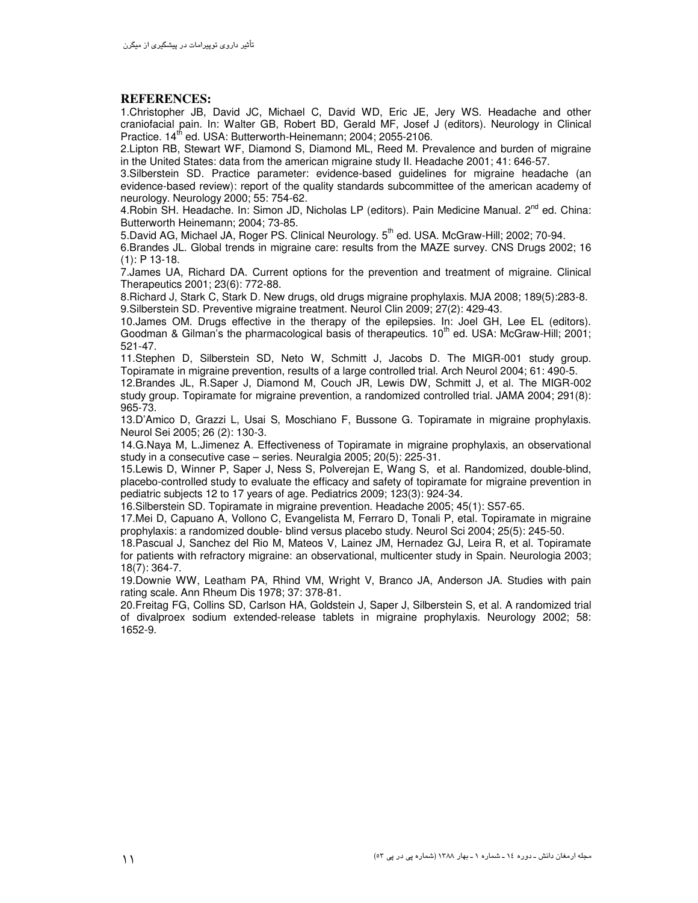## REFERENCES:

1.Christopher JB, David JC, Michael C, David WD, Eric JE, Jery WS. Headache and other craniofacial pain. In: Walter GB, Robert BD, Gerald MF, Josef J (editors). Neurology in Clinical Practice. 14th ed. USA: Butterworth-Heinemann; 2004; 2055-2106.

2.Lipton RB, Stewart WF, Diamond S, Diamond ML, Reed M. Prevalence and burden of migraine in the United States: data from the american migraine study II. Headache 2001; 41: 646-57.

3.Silberstein SD. Practice parameter: evidence-based guidelines for migraine headache (an evidence-based review): report of the quality standards subcommittee of the american academy of neurology. Neurology 2000; 55: 754-62.

4.Robin SH. Headache. In: Simon JD, Nicholas LP (editors). Pain Medicine Manual. 2nd ed. China: Butterworth Heinemann; 2004; 73-85.

5.David AG, Michael JA, Roger PS. Clinical Neurology. 5th ed. USA. McGraw-Hill; 2002; 70-94.

6.Brandes JL. Global trends in migraine care: results from the MAZE survey. CNS Drugs 2002; 16 (1): P 13-18.

7.James UA, Richard DA. Current options for the prevention and treatment of migraine. Clinical Therapeutics 2001; 23(6): 772-88.

8.Richard J, Stark C, Stark D. New drugs, old drugs migraine prophylaxis. MJA 2008; 189(5):283-8.

9.Silberstein SD. Preventive migraine treatment. Neurol Clin 2009; 27(2): 429-43.

10.James OM. Drugs effective in the therapy of the epilepsies. In: Joel GH, Lee EL (editors). Goodman & Gilman's the pharmacological basis of therapeutics. 10th ed. USA: McGraw-Hill; 2001; 521-47.

11.Stephen D, Silberstein SD, Neto W, Schmitt J, Jacobs D. The MIGR-001 study group. Topiramate in migraine prevention, results of a large controlled trial. Arch Neurol 2004; 61: 490-5.

12.Brandes JL, R.Saper J, Diamond M, Couch JR, Lewis DW, Schmitt J, et al. The MIGR-002 study group. Topiramate for migraine prevention, a randomized controlled trial. JAMA 2004; 291(8): 965-73.

13.D'Amico D, Grazzi L, Usai S, Moschiano F, Bussone G. Topiramate in migraine prophylaxis. Neurol Sei 2005; 26 (2): 130-3.

14.G.Naya M, L.Jimenez A. Effectiveness of Topiramate in migraine prophylaxis, an observational study in a consecutive case – series. Neuralgia 2005; 20(5): 225-31.

15.Lewis D, Winner P, Saper J, Ness S, Polverejan E, Wang S, et al. Randomized, double-blind, placebo-controlled study to evaluate the efficacy and safety of topiramate for migraine prevention in pediatric subjects 12 to 17 years of age. Pediatrics 2009; 123(3): 924-34.

16.Silberstein SD. Topiramate in migraine prevention. Headache 2005; 45(1): S57-65.

17.Mei D, Capuano A, Vollono C, Evangelista M, Ferraro D, Tonali P, etal. Topiramate in migraine prophylaxis: a randomized double- blind versus placebo study. Neurol Sci 2004; 25(5): 245-50.

18.Pascual J, Sanchez del Rio M, Mateos V, Lainez JM, Hernadez GJ, Leira R, et al. Topiramate for patients with refractory migraine: an observational, multicenter study in Spain. Neurologia 2003; 18(7): 364-7.

19.Downie WW, Leatham PA, Rhind VM, Wright V, Branco JA, Anderson JA. Studies with pain rating scale. Ann Rheum Dis 1978; 37: 378-81.

20.Freitag FG, Collins SD, Carlson HA, Goldstein J, Saper J, Silberstein S, et al. A randomized trial of divalproex sodium extended-release tablets in migraine prophylaxis. Neurology 2002; 58: 1652-9.